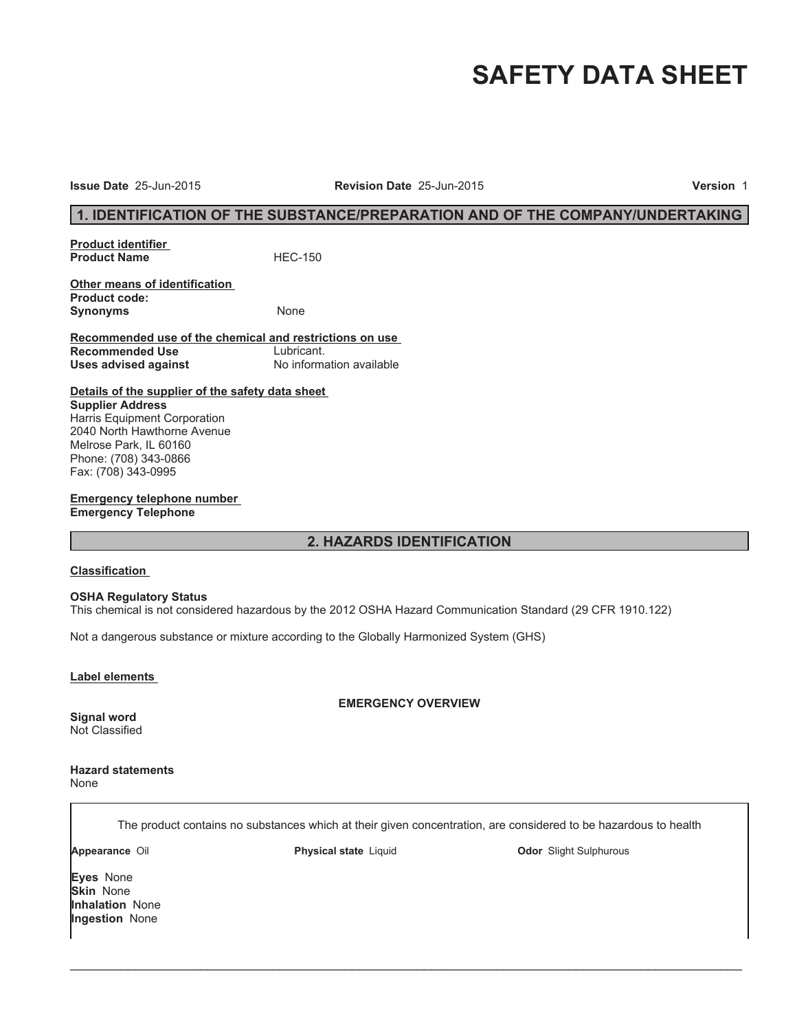# SAFETY DATA SHEET

**Issue Date** 25-Jun-2015 **Revision Date** 25-Jun-2015 **Version** 1

## 1. IDENTIFICATION OF THE SUBSTANCE/PREPARATION AND OF THE COMPANY/UNDERTAKING

**Product identifier**

**Product Name** HEC-150

**Other means of identification**

**Product code:**

**Synonyms** None

**Recommended use of the chemical and restrictions on use**

**Recommended Use** Lubricant.

**Uses advised against** No information available

**Details of the supplier of the safety data sheet**

**Supplier Address**

Harris Equipment Corporation
2040 North Hawthorne Avenue
Melrose Park, IL 60160
Phone: (708) 343-0866
Fax: (708) 343-0995

**Emergency telephone number**

**Emergency Telephone**

## 2. HAZARDS IDENTIFICATION

**Classification**

**OSHA Regulatory Status**

This chemical is not considered hazardous by the 2012 OSHA Hazard Communication Standard (29 CFR 1910.122)

Not a dangerous substance or mixture according to the Globally Harmonized System (GHS)

**Label elements**

**EMERGENCY OVERVIEW**

**Signal word**
Not Classified

**Hazard statements**
None

The product contains no substances which at their given concentration, are considered to be hazardous to health

**Appearance** Oil **Physical state** Liquid **Odor** Slight Sulphurous

**Eyes** None
**Skin** None
**Inhalation** None
**Ingestion** None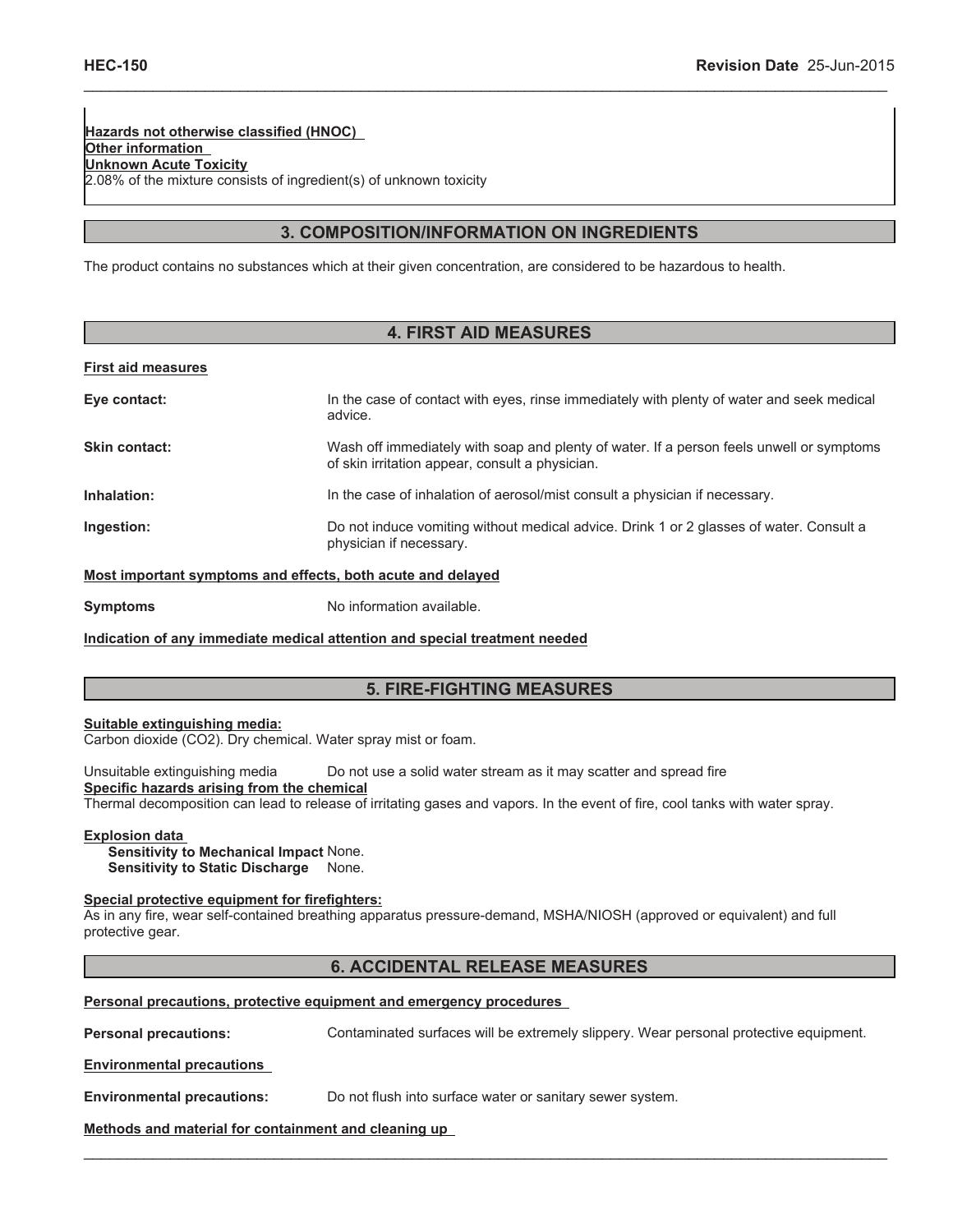**Hazards not otherwise classified (HNOC)**

**Other information**

**Unknown Acute Toxicity**

2.08% of the mixture consists of ingredient(s) of unknown toxicity

## 3. COMPOSITION/INFORMATION ON INGREDIENTS

The product contains no substances which at their given concentration, are considered to be hazardous to health.

## 4. FIRST AID MEASURES

**First aid measures**

**Eye contact:** In the case of contact with eyes, rinse immediately with plenty of water and seek medical advice.

**Skin contact:** Wash off immediately with soap and plenty of water. If a person feels unwell or symptoms of skin irritation appear, consult a physician.

**Inhalation:** In the case of inhalation of aerosol/mist consult a physician if necessary.

**Ingestion:** Do not induce vomiting without medical advice. Drink 1 or 2 glasses of water. Consult a physician if necessary.

**Most important symptoms and effects, both acute and delayed**

**Symptoms** No information available.

**Indication of any immediate medical attention and special treatment needed**

## 5. FIRE-FIGHTING MEASURES

**Suitable extinguishing media:**

Carbon dioxide ($CO_2$). Dry chemical. Water spray mist or foam.

Unsuitable extinguishing media Do not use a solid water stream as it may scatter and spread fire

**Specific hazards arising from the chemical**

Thermal decomposition can lead to release of irritating gases and vapors. In the event of fire, cool tanks with water spray.

**Explosion data**

**Sensitivity to Mechanical Impact** None.

**Sensitivity to Static Discharge** None.

**Special protective equipment for firefighters:**

As in any fire, wear self-contained breathing apparatus pressure-demand, MSHA/NIOSH (approved or equivalent) and full protective gear.

## 6. ACCIDENTAL RELEASE MEASURES

**Personal precautions, protective equipment and emergency procedures**

**Personal precautions:** Contaminated surfaces will be extremely slippery. Wear personal protective equipment.

**Environmental precautions**

**Environmental precautions:** Do not flush into surface water or sanitary sewer system.

**Methods and material for containment and cleaning up**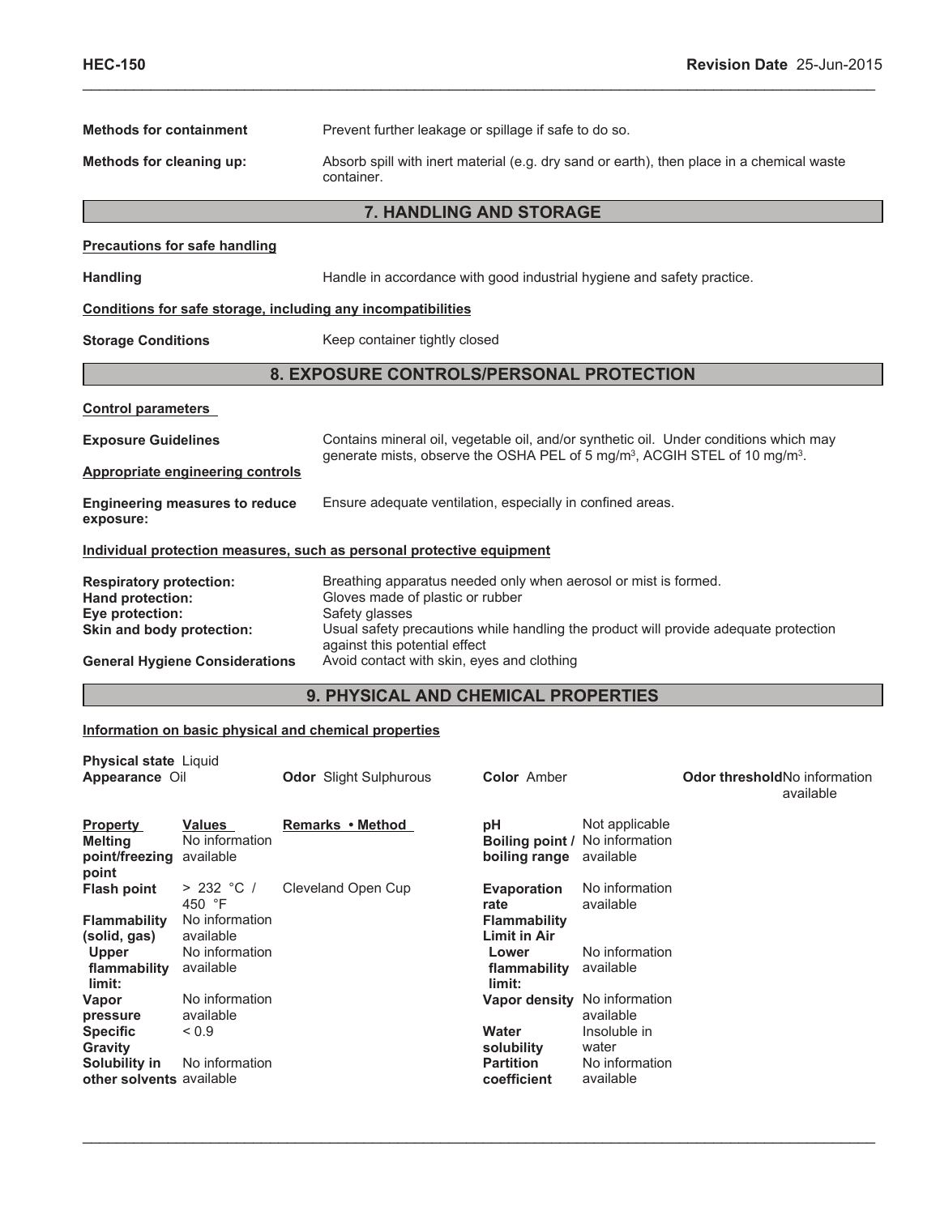**Methods for containment** Prevent further leakage or spillage if safe to do so.

**Methods for cleaning up:** Absorb spill with inert material (e.g. dry sand or earth), then place in a chemical waste container.

## 7. HANDLING AND STORAGE

**Precautions for safe handling**

**Handling** Handle in accordance with good industrial hygiene and safety practice.

**Conditions for safe storage, including any incompatibilities**

**Storage Conditions** Keep container tightly closed

## 8. EXPOSURE CONTROLS/PERSONAL PROTECTION

**Control parameters**

**Exposure Guidelines** Contains mineral oil, vegetable oil, and/or synthetic oil. Under conditions which may generate mists, observe the OSHA PEL of 5 mg/m³, ACGIH STEL of 10 mg/m³.

**Appropriate engineering controls**

**Engineering measures to reduce exposure:** Ensure adequate ventilation, especially in confined areas.

**Individual protection measures, such as personal protective equipment**

**Respiratory protection:** Breathing apparatus needed only when aerosol or mist is formed.
**Hand protection:** Gloves made of plastic or rubber
**Eye protection:** Safety glasses
**Skin and body protection:** Usual safety precautions while handling the product will provide adequate protection against this potential effect
**General Hygiene Considerations** Avoid contact with skin, eyes and clothing

## 9. PHYSICAL AND CHEMICAL PROPERTIES

**Information on basic physical and chemical properties**

**Physical state** Liquid
**Appearance** Oil
**Odor** Slight Sulphurous
**Color** Amber
**Odor threshold** No information available

| Property | Values | Remarks • Method | | |
|---|---|---|---|---|
| Melting point/freezing point | No information available | | pH | Not applicable |
| | | | Boiling point / boiling range | No information available |
| Flash point | > 232 °C / 450 °F | Cleveland Open Cup | Evaporation rate | No information available |
| Flammability (solid, gas) | No information available | | Flammability Limit in Air | |
| Upper flammability limit: | No information available | | Lower flammability limit: | No information available |
| Vapor pressure | No information available | | Vapor density | No information available |
| Specific Gravity | < 0.9 | | Water solubility | Insoluble in water |
| Solubility in other solvents | No information available | | Partition coefficient | No information available |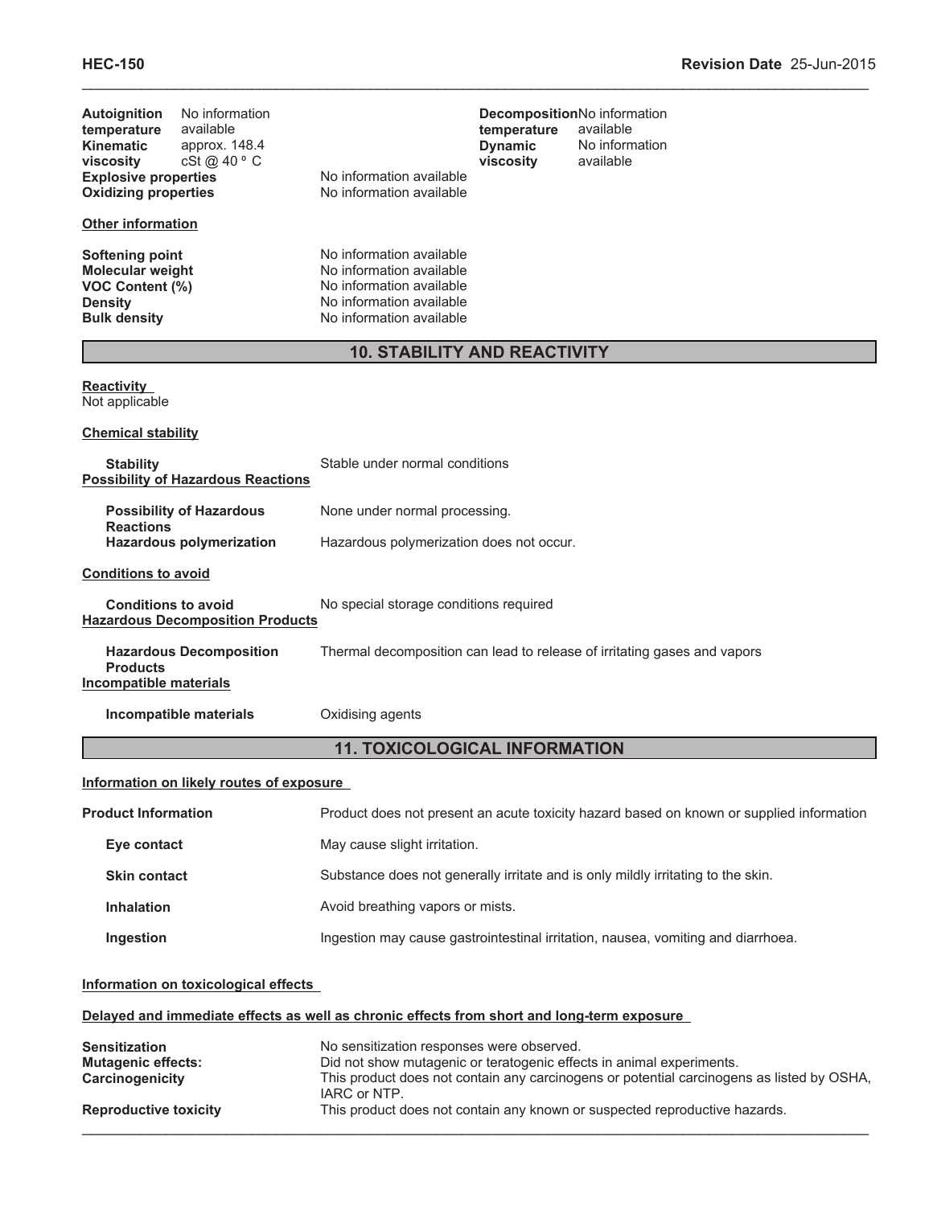| | | | |
|---|---|---|---|
| **Autoignition temperature** | No information available | **Decomposition temperature** | No information available |
| **Kinematic viscosity** | approx. 148.4 cSt @ 40 º C | **Dynamic viscosity** | No information available |

| | |
|---|---|
| **Explosive properties** | No information available |
| **Oxidizing properties** | No information available |

**Other information**

| | |
|---|---|
| **Softening point** | No information available |
| **Molecular weight** | No information available |
| **VOC Content (%)** | No information available |
| **Density** | No information available |
| **Bulk density** | No information available |

## 10. STABILITY AND REACTIVITY

**Reactivity**
Not applicable

**Chemical stability**

| | |
|---|---|
| **Stability** | Stable under normal conditions |

**Possibility of Hazardous Reactions**

| | |
|---|---|
| **Possibility of Hazardous Reactions** | None under normal processing. |
| **Hazardous polymerization** | Hazardous polymerization does not occur. |

**Conditions to avoid**

| | |
|---|---|
| **Conditions to avoid** | No special storage conditions required |

**Hazardous Decomposition Products**

| | |
|---|---|
| **Hazardous Decomposition Products** | Thermal decomposition can lead to release of irritating gases and vapors |

**Incompatible materials**

| | |
|---|---|
| **Incompatible materials** | Oxidising agents |

## 11. TOXICOLOGICAL INFORMATION

**Information on likely routes of exposure**

| | |
|---|---|
| **Product Information** | Product does not present an acute toxicity hazard based on known or supplied information |
| **Eye contact** | May cause slight irritation. |
| **Skin contact** | Substance does not generally irritate and is only mildly irritating to the skin. |
| **Inhalation** | Avoid breathing vapors or mists. |
| **Ingestion** | Ingestion may cause gastrointestinal irritation, nausea, vomiting and diarrhoea. |

**Information on toxicological effects**

**Delayed and immediate effects as well as chronic effects from short and long-term exposure**

| | |
|---|---|
| **Sensitization** | No sensitization responses were observed. |
| **Mutagenic effects:** | Did not show mutagenic or teratogenic effects in animal experiments. |
| **Carcinogenicity** | This product does not contain any carcinogens or potential carcinogens as listed by OSHA, IARC or NTP. |
| **Reproductive toxicity** | This product does not contain any known or suspected reproductive hazards. |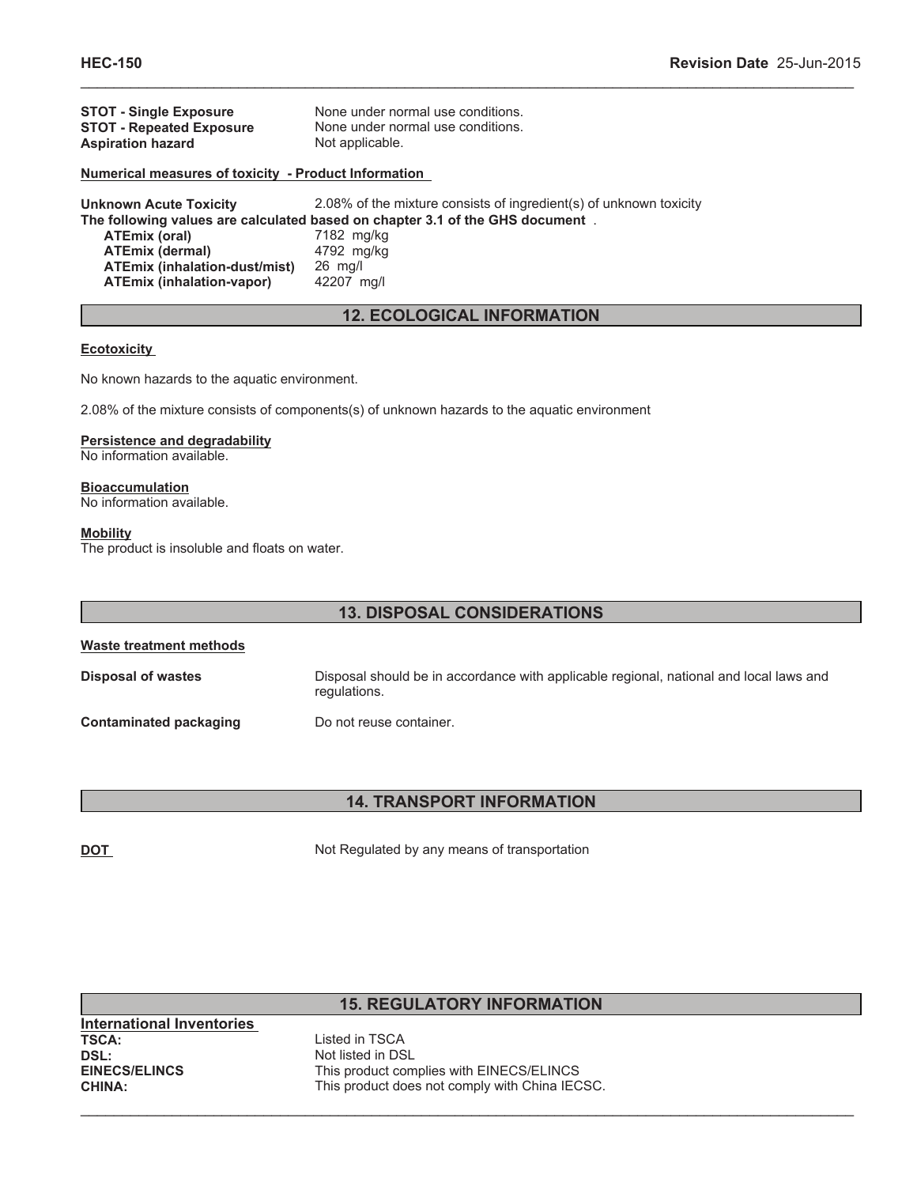**STOT - Single Exposure** None under normal use conditions.
**STOT - Repeated Exposure** None under normal use conditions.
**Aspiration hazard** Not applicable.

**Numerical measures of toxicity - Product Information**

**Unknown Acute Toxicity** 2.08% of the mixture consists of ingredient(s) of unknown toxicity

**The following values are calculated based on chapter 3.1 of the GHS document** .

| | |
|---|---|
| **ATEmix (oral)** | 7182 mg/kg |
| **ATEmix (dermal)** | 4792 mg/kg |
| **ATEmix (inhalation-dust/mist)** | 26 mg/l |
| **ATEmix (inhalation-vapor)** | 42207 mg/l |

## 12. ECOLOGICAL INFORMATION

**Ecotoxicity**

No known hazards to the aquatic environment.

2.08% of the mixture consists of components(s) of unknown hazards to the aquatic environment

**Persistence and degradability**
No information available.

**Bioaccumulation**
No information available.

**Mobility**
The product is insoluble and floats on water.

## 13. DISPOSAL CONSIDERATIONS

**Waste treatment methods**

**Disposal of wastes** Disposal should be in accordance with applicable regional, national and local laws and regulations.

**Contaminated packaging** Do not reuse container.

## 14. TRANSPORT INFORMATION

**DOT** Not Regulated by any means of transportation

## 15. REGULATORY INFORMATION

**International Inventories**

| | |
|---|---|
| **TSCA:** | Listed in TSCA |
| **DSL:** | Not listed in DSL |
| **EINECS/ELINCS** | This product complies with EINECS/ELINCS |
| **CHINA:** | This product does not comply with China IECSC. |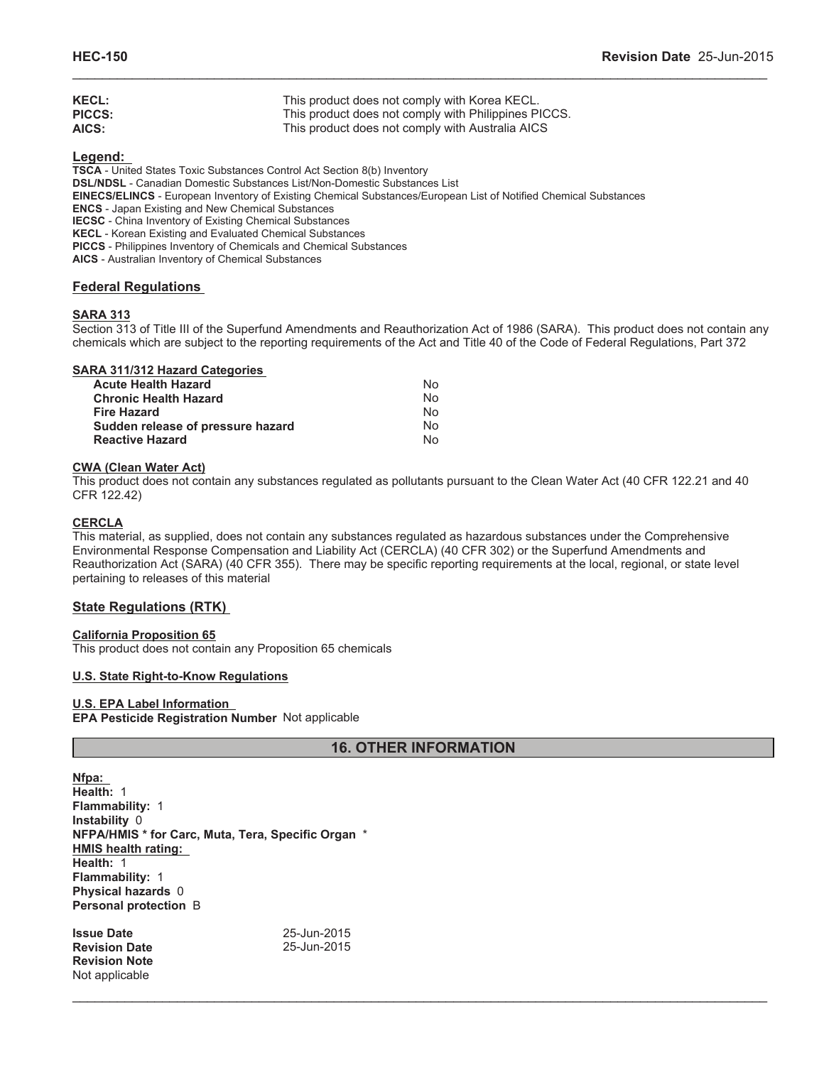| | |
|---|---|
| **KECL:** | This product does not comply with Korea KECL. |
| **PICCS:** | This product does not comply with Philippines PICCS. |
| **AICS:** | This product does not comply with Australia AICS |

### Legend:

**TSCA** - United States Toxic Substances Control Act Section 8(b) Inventory
**DSL/NDSL** - Canadian Domestic Substances List/Non-Domestic Substances List
**EINECS/ELINCS** - European Inventory of Existing Chemical Substances/European List of Notified Chemical Substances
**ENCS** - Japan Existing and New Chemical Substances
**IECSC** - China Inventory of Existing Chemical Substances
**KECL** - Korean Existing and Evaluated Chemical Substances
**PICCS** - Philippines Inventory of Chemicals and Chemical Substances
**AICS** - Australian Inventory of Chemical Substances

### Federal Regulations

#### SARA 313

Section 313 of Title III of the Superfund Amendments and Reauthorization Act of 1986 (SARA). This product does not contain any chemicals which are subject to the reporting requirements of the Act and Title 40 of the Code of Federal Regulations, Part 372

#### SARA 311/312 Hazard Categories

| | |
|---|---|
| **Acute Health Hazard** | No |
| **Chronic Health Hazard** | No |
| **Fire Hazard** | No |
| **Sudden release of pressure hazard** | No |
| **Reactive Hazard** | No |

#### CWA (Clean Water Act)

This product does not contain any substances regulated as pollutants pursuant to the Clean Water Act (40 CFR 122.21 and 40 CFR 122.42)

#### CERCLA

This material, as supplied, does not contain any substances regulated as hazardous substances under the Comprehensive Environmental Response Compensation and Liability Act (CERCLA) (40 CFR 302) or the Superfund Amendments and Reauthorization Act (SARA) (40 CFR 355). There may be specific reporting requirements at the local, regional, or state level pertaining to releases of this material

### State Regulations (RTK)

#### California Proposition 65

This product does not contain any Proposition 65 chemicals

#### U.S. State Right-to-Know Regulations

#### U.S. EPA Label Information

**EPA Pesticide Registration Number** Not applicable

## 16. OTHER INFORMATION

**Nfpa:**
**Health:** 1
**Flammability:** 1
**Instability** 0
**NFPA/HMIS * for Carc, Muta, Tera, Specific Organ** *
**HMIS health rating:**
**Health:** 1
**Flammability:** 1
**Physical hazards** 0
**Personal protection** B

| | |
|---|---|
| **Issue Date** | 25-Jun-2015 |
| **Revision Date** | 25-Jun-2015 |

**Revision Note**
Not applicable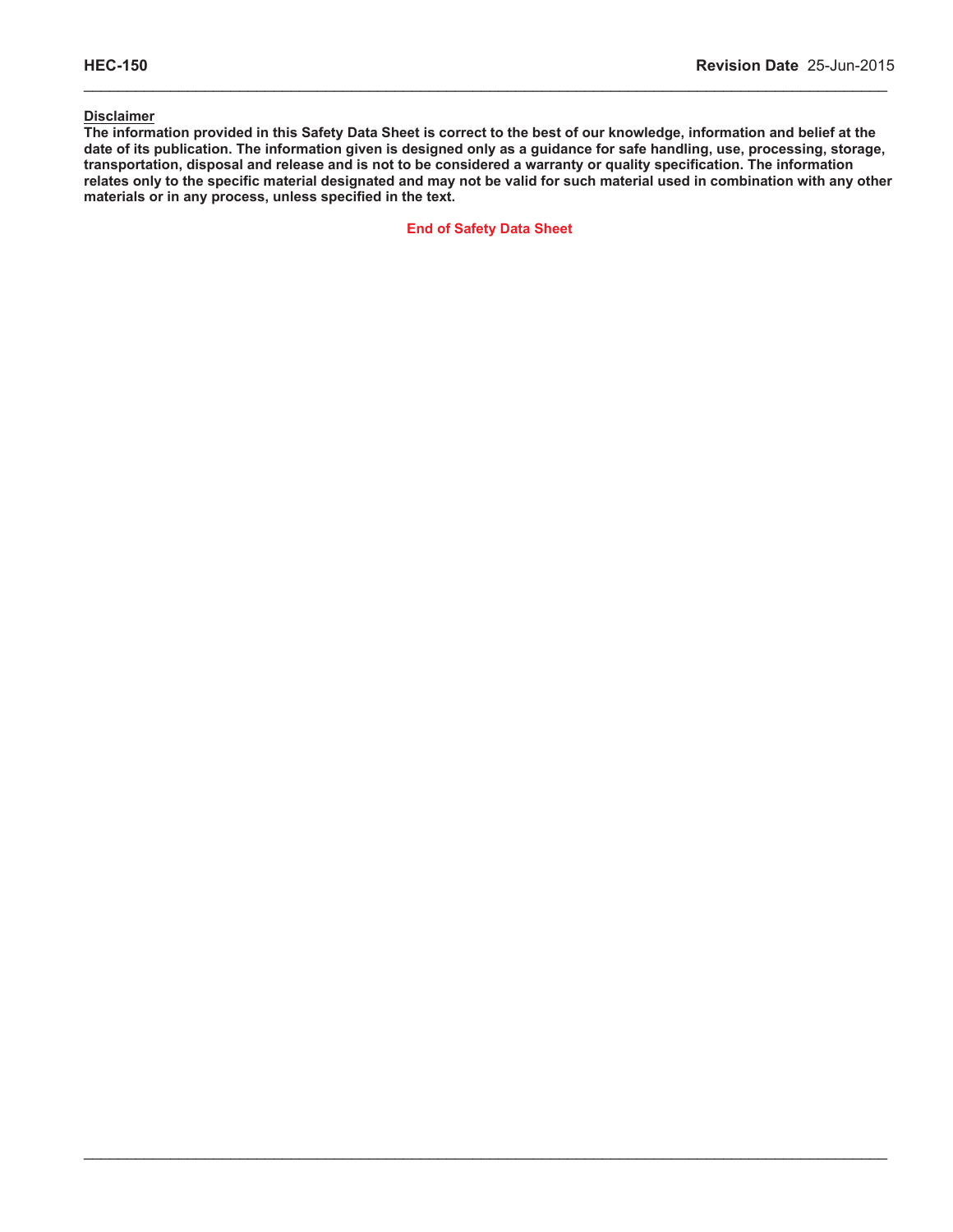**Disclaimer**

**The information provided in this Safety Data Sheet is correct to the best of our knowledge, information and belief at the date of its publication. The information given is designed only as a guidance for safe handling, use, processing, storage, transportation, disposal and release and is not to be considered a warranty or quality specification. The information relates only to the specific material designated and may not be valid for such material used in combination with any other materials or in any process, unless specified in the text.**

**End of Safety Data Sheet**